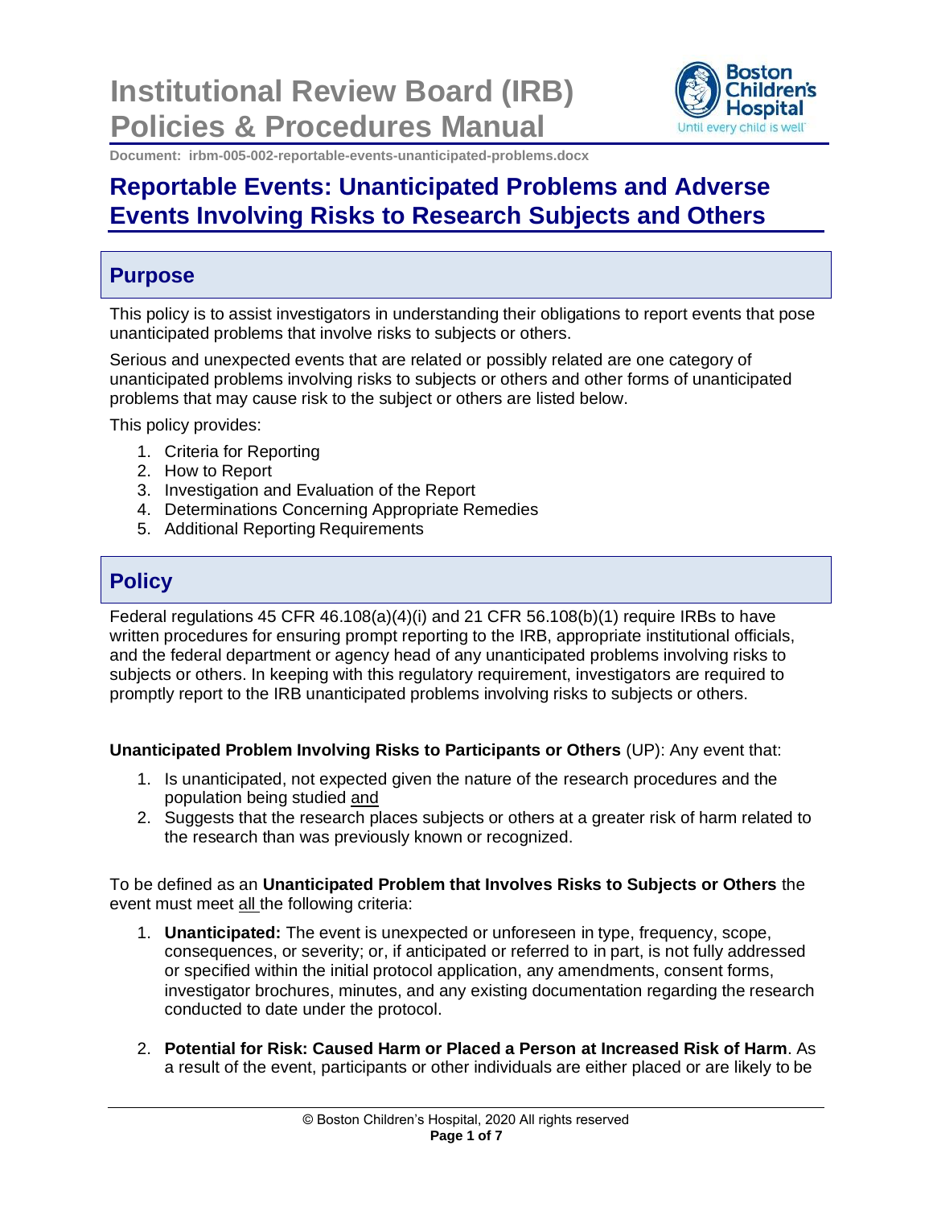# Institutional Review Board (IRB) Policies & Procedures Manual

Document: irbm-005-002-reportable-events-unanticipated-problems.docx

# Reportable Events: Unanticipated Problems and Adverse Events Involving Risks to Research Subjects and Others

## Purpose

This policy is to assist investigators in understanding their obligations to report events that pose unanticipated problems that involve risks to subjects or others.

Serious and unexpected events that are related or possibly related are one category of unanticipated problems involving risks to subjects or others and other forms of unanticipated problems that may cause risk to the subject or others are listed below.

This policy provides:

1. Criteria for Reporting
2. How to Report
3. Investigation and Evaluation of the Report
4. Determinations Concerning Appropriate Remedies
5. Additional Reporting Requirements

## Policy

Federal regulations 45 CFR 46.108(a)(4)(i) and 21 CFR 56.108(b)(1) require IRBs to have written procedures for ensuring prompt reporting to the IRB, appropriate institutional officials, and the federal department or agency head of any unanticipated problems involving risks to subjects or others. In keeping with this regulatory requirement, investigators are required to promptly report to the IRB unanticipated problems involving risks to subjects or others.

**Unanticipated Problem Involving Risks to Participants or Others** (UP): Any event that:

1. Is unanticipated, not expected given the nature of the research procedures and the population being studied and
2. Suggests that the research places subjects or others at a greater risk of harm related to the research than was previously known or recognized.

To be defined as an **Unanticipated Problem that Involves Risks to Subjects or Others** the event must meet all the following criteria:

1. **Unanticipated:** The event is unexpected or unforeseen in type, frequency, scope, consequences, or severity; or, if anticipated or referred to in part, is not fully addressed or specified within the initial protocol application, any amendments, consent forms, investigator brochures, minutes, and any existing documentation regarding the research conducted to date under the protocol.

2. **Potential for Risk: Caused Harm or Placed a Person at Increased Risk of Harm**. As a result of the event, participants or other individuals are either placed or are likely to be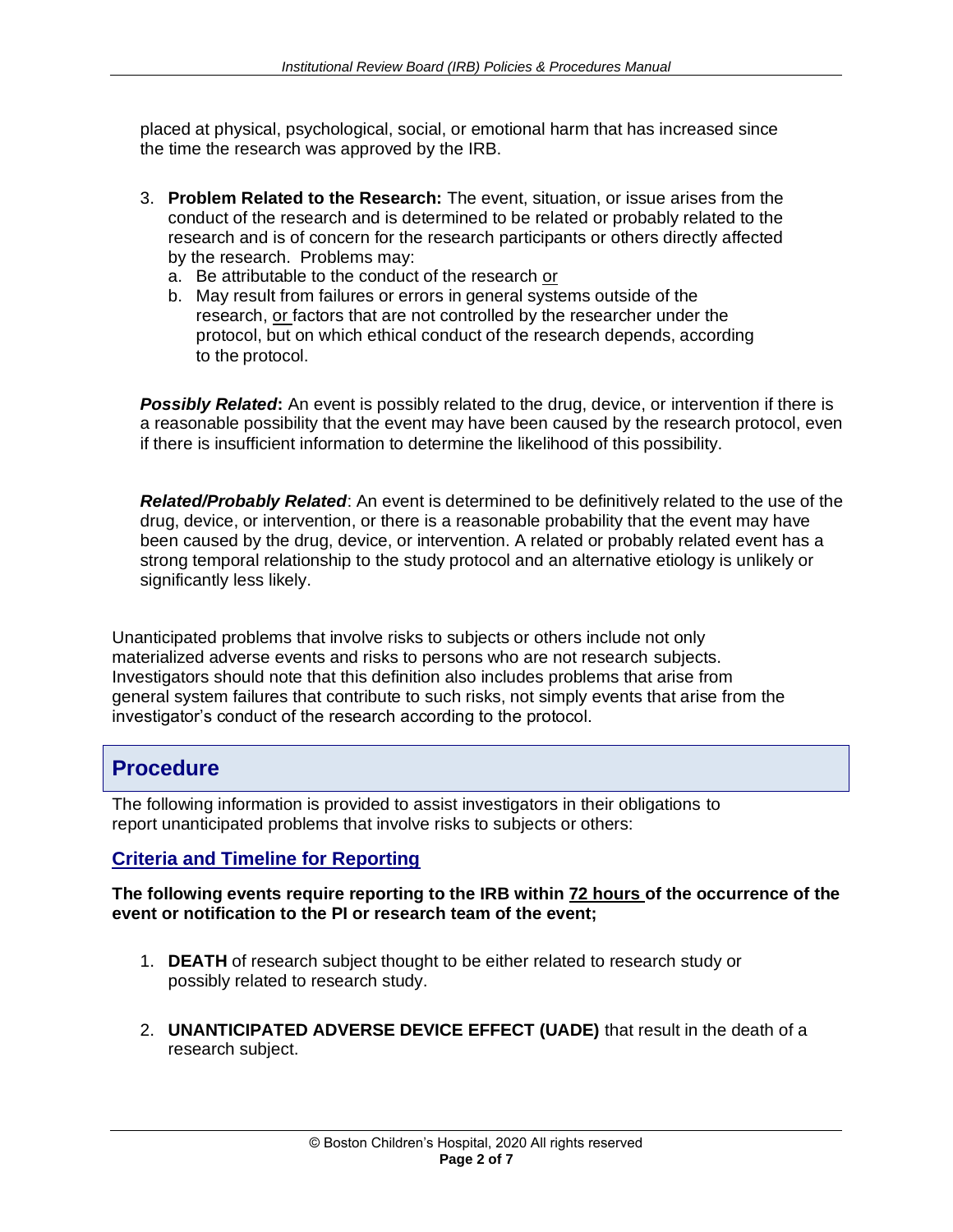placed at physical, psychological, social, or emotional harm that has increased since the time the research was approved by the IRB.

3. **Problem Related to the Research:** The event, situation, or issue arises from the conduct of the research and is determined to be related or probably related to the research and is of concern for the research participants or others directly affected by the research. Problems may:
   a. Be attributable to the conduct of the research or
   b. May result from failures or errors in general systems outside of the research, or factors that are not controlled by the researcher under the protocol, but on which ethical conduct of the research depends, according to the protocol.

***Possibly Related*:** An event is possibly related to the drug, device, or intervention if there is a reasonable possibility that the event may have been caused by the research protocol, even if there is insufficient information to determine the likelihood of this possibility.

***Related/Probably Related***: An event is determined to be definitively related to the use of the drug, device, or intervention, or there is a reasonable probability that the event may have been caused by the drug, device, or intervention. A related or probably related event has a strong temporal relationship to the study protocol and an alternative etiology is unlikely or significantly less likely.

Unanticipated problems that involve risks to subjects or others include not only materialized adverse events and risks to persons who are not research subjects. Investigators should note that this definition also includes problems that arise from general system failures that contribute to such risks, not simply events that arise from the investigator's conduct of the research according to the protocol.

## Procedure

The following information is provided to assist investigators in their obligations to report unanticipated problems that involve risks to subjects or others:

### Criteria and Timeline for Reporting

**The following events require reporting to the IRB within 72 hours of the occurrence of the event or notification to the PI or research team of the event;**

1. **DEATH** of research subject thought to be either related to research study or possibly related to research study.

2. **UNANTICIPATED ADVERSE DEVICE EFFECT (UADE)** that result in the death of a research subject.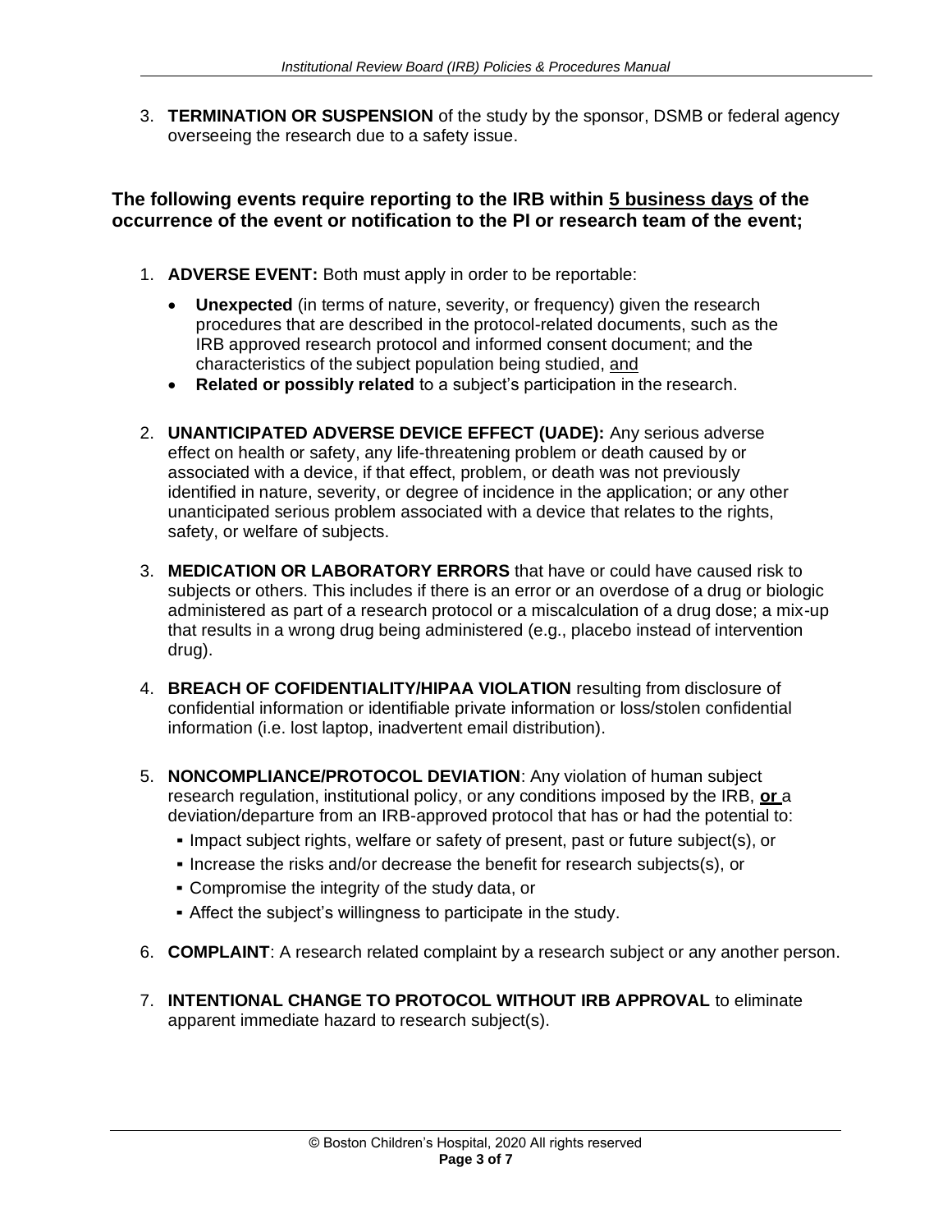3. **TERMINATION OR SUSPENSION** of the study by the sponsor, DSMB or federal agency overseeing the research due to a safety issue.

### The following events require reporting to the IRB within <u>5 business days</u> of the occurrence of the event or notification to the PI or research team of the event;

1. **ADVERSE EVENT:** Both must apply in order to be reportable:
   - **Unexpected** (in terms of nature, severity, or frequency) given the research procedures that are described in the protocol-related documents, such as the IRB approved research protocol and informed consent document; and the characteristics of the subject population being studied, <u>and</u>
   - **Related or possibly related** to a subject's participation in the research.

2. **UNANTICIPATED ADVERSE DEVICE EFFECT (UADE):** Any serious adverse effect on health or safety, any life-threatening problem or death caused by or associated with a device, if that effect, problem, or death was not previously identified in nature, severity, or degree of incidence in the application; or any other unanticipated serious problem associated with a device that relates to the rights, safety, or welfare of subjects.

3. **MEDICATION OR LABORATORY ERRORS** that have or could have caused risk to subjects or others. This includes if there is an error or an overdose of a drug or biologic administered as part of a research protocol or a miscalculation of a drug dose; a mix-up that results in a wrong drug being administered (e.g., placebo instead of intervention drug).

4. **BREACH OF COFIDENTIALITY/HIPAA VIOLATION** resulting from disclosure of confidential information or identifiable private information or loss/stolen confidential information (i.e. lost laptop, inadvertent email distribution).

5. **NONCOMPLIANCE/PROTOCOL DEVIATION**: Any violation of human subject research regulation, institutional policy, or any conditions imposed by the IRB, <u>**or**</u> a deviation/departure from an IRB-approved protocol that has or had the potential to:
   - Impact subject rights, welfare or safety of present, past or future subject(s), or
   - Increase the risks and/or decrease the benefit for research subjects(s), or
   - Compromise the integrity of the study data, or
   - Affect the subject's willingness to participate in the study.

6. **COMPLAINT**: A research related complaint by a research subject or any another person.

7. **INTENTIONAL CHANGE TO PROTOCOL WITHOUT IRB APPROVAL** to eliminate apparent immediate hazard to research subject(s).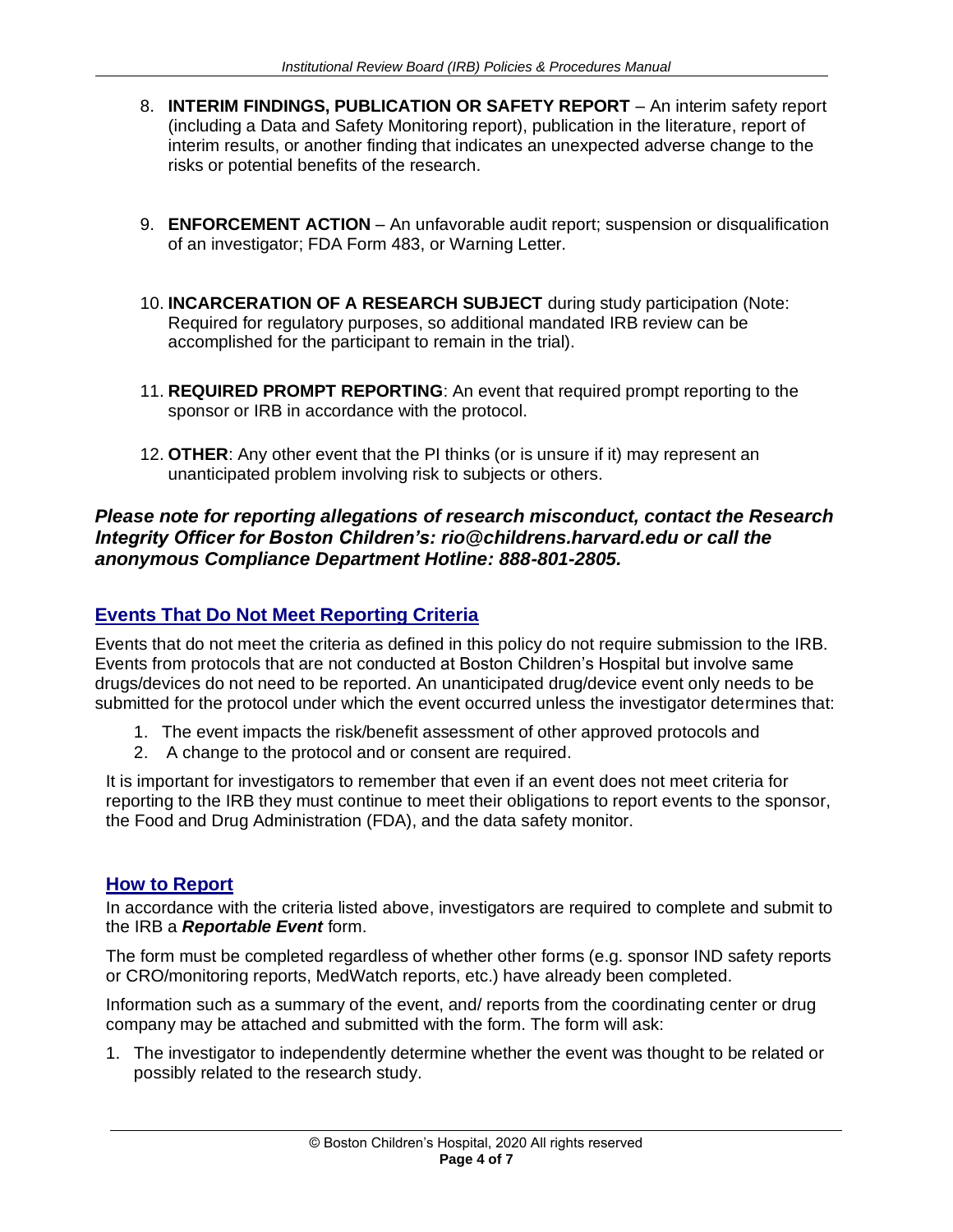8. **INTERIM FINDINGS, PUBLICATION OR SAFETY REPORT** – An interim safety report (including a Data and Safety Monitoring report), publication in the literature, report of interim results, or another finding that indicates an unexpected adverse change to the risks or potential benefits of the research.

9. **ENFORCEMENT ACTION** – An unfavorable audit report; suspension or disqualification of an investigator; FDA Form 483, or Warning Letter.

10. **INCARCERATION OF A RESEARCH SUBJECT** during study participation (Note: Required for regulatory purposes, so additional mandated IRB review can be accomplished for the participant to remain in the trial).

11. **REQUIRED PROMPT REPORTING**: An event that required prompt reporting to the sponsor or IRB in accordance with the protocol.

12. **OTHER**: Any other event that the PI thinks (or is unsure if it) may represent an unanticipated problem involving risk to subjects or others.

***Please note for reporting allegations of research misconduct, contact the Research Integrity Officer for Boston Children's: rio@childrens.harvard.edu or call the anonymous Compliance Department Hotline: 888-801-2805.***

## Events That Do Not Meet Reporting Criteria

Events that do not meet the criteria as defined in this policy do not require submission to the IRB. Events from protocols that are not conducted at Boston Children's Hospital but involve same drugs/devices do not need to be reported. An unanticipated drug/device event only needs to be submitted for the protocol under which the event occurred unless the investigator determines that:

1. The event impacts the risk/benefit assessment of other approved protocols and
2. A change to the protocol and or consent are required.

It is important for investigators to remember that even if an event does not meet criteria for reporting to the IRB they must continue to meet their obligations to report events to the sponsor, the Food and Drug Administration (FDA), and the data safety monitor.

## How to Report

In accordance with the criteria listed above, investigators are required to complete and submit to the IRB a ***Reportable Event*** form.

The form must be completed regardless of whether other forms (e.g. sponsor IND safety reports or CRO/monitoring reports, MedWatch reports, etc.) have already been completed.

Information such as a summary of the event, and/ reports from the coordinating center or drug company may be attached and submitted with the form. The form will ask:

1. The investigator to independently determine whether the event was thought to be related or possibly related to the research study.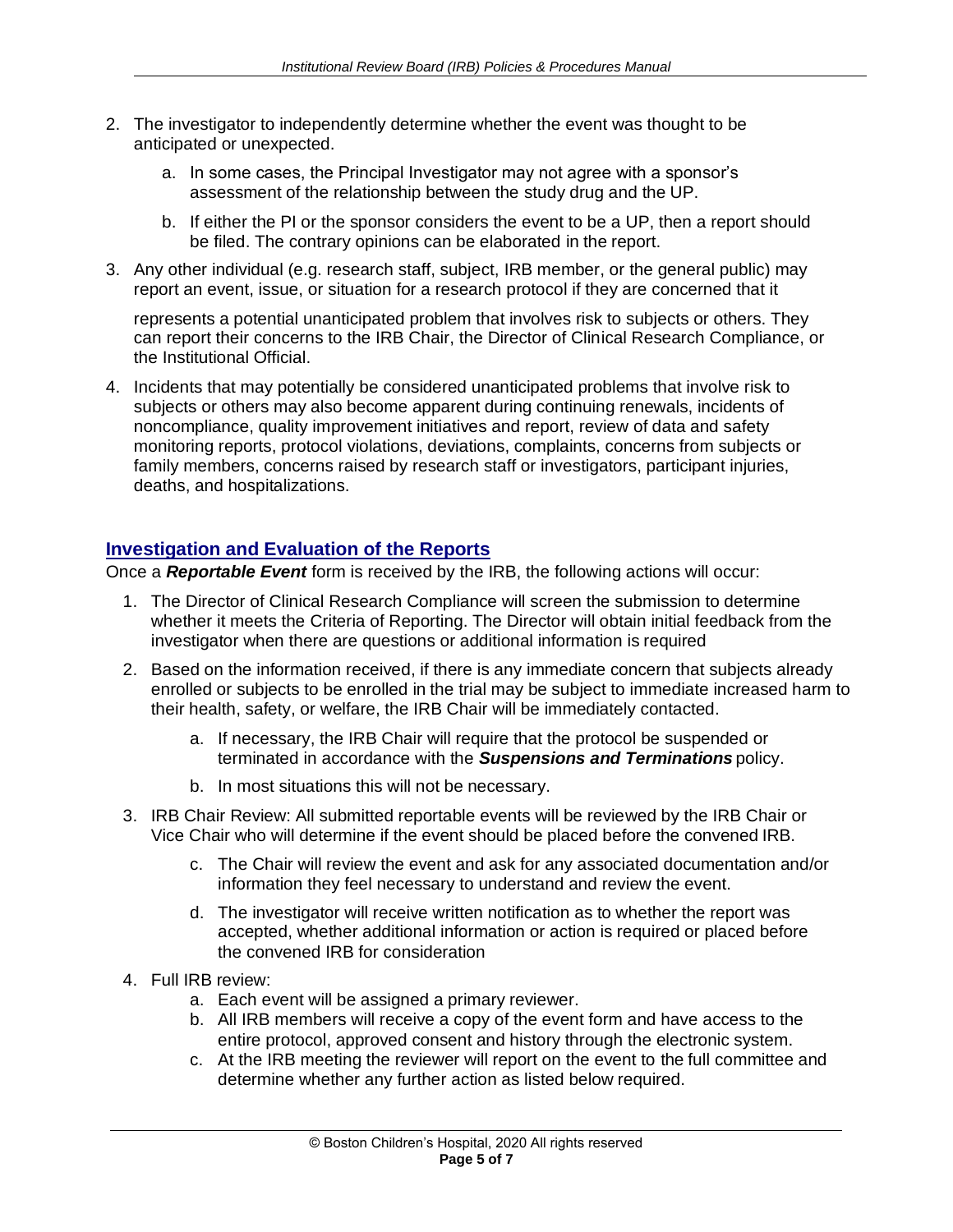2. The investigator to independently determine whether the event was thought to be anticipated or unexpected.
    a. In some cases, the Principal Investigator may not agree with a sponsor's assessment of the relationship between the study drug and the UP.
    b. If either the PI or the sponsor considers the event to be a UP, then a report should be filed. The contrary opinions can be elaborated in the report.
3. Any other individual (e.g. research staff, subject, IRB member, or the general public) may report an event, issue, or situation for a research protocol if they are concerned that it represents a potential unanticipated problem that involves risk to subjects or others. They can report their concerns to the IRB Chair, the Director of Clinical Research Compliance, or the Institutional Official.
4. Incidents that may potentially be considered unanticipated problems that involve risk to subjects or others may also become apparent during continuing renewals, incidents of noncompliance, quality improvement initiatives and report, review of data and safety monitoring reports, protocol violations, deviations, complaints, concerns from subjects or family members, concerns raised by research staff or investigators, participant injuries, deaths, and hospitalizations.

## Investigation and Evaluation of the Reports

Once a ***Reportable Event*** form is received by the IRB, the following actions will occur:

1. The Director of Clinical Research Compliance will screen the submission to determine whether it meets the Criteria of Reporting. The Director will obtain initial feedback from the investigator when there are questions or additional information is required
2. Based on the information received, if there is any immediate concern that subjects already enrolled or subjects to be enrolled in the trial may be subject to immediate increased harm to their health, safety, or welfare, the IRB Chair will be immediately contacted.
    a. If necessary, the IRB Chair will require that the protocol be suspended or terminated in accordance with the ***Suspensions and Terminations*** policy.
    b. In most situations this will not be necessary.
3. IRB Chair Review: All submitted reportable events will be reviewed by the IRB Chair or Vice Chair who will determine if the event should be placed before the convened IRB.
    c. The Chair will review the event and ask for any associated documentation and/or information they feel necessary to understand and review the event.
    d. The investigator will receive written notification as to whether the report was accepted, whether additional information or action is required or placed before the convened IRB for consideration
4. Full IRB review:
    a. Each event will be assigned a primary reviewer.
    b. All IRB members will receive a copy of the event form and have access to the entire protocol, approved consent and history through the electronic system.
    c. At the IRB meeting the reviewer will report on the event to the full committee and determine whether any further action as listed below required.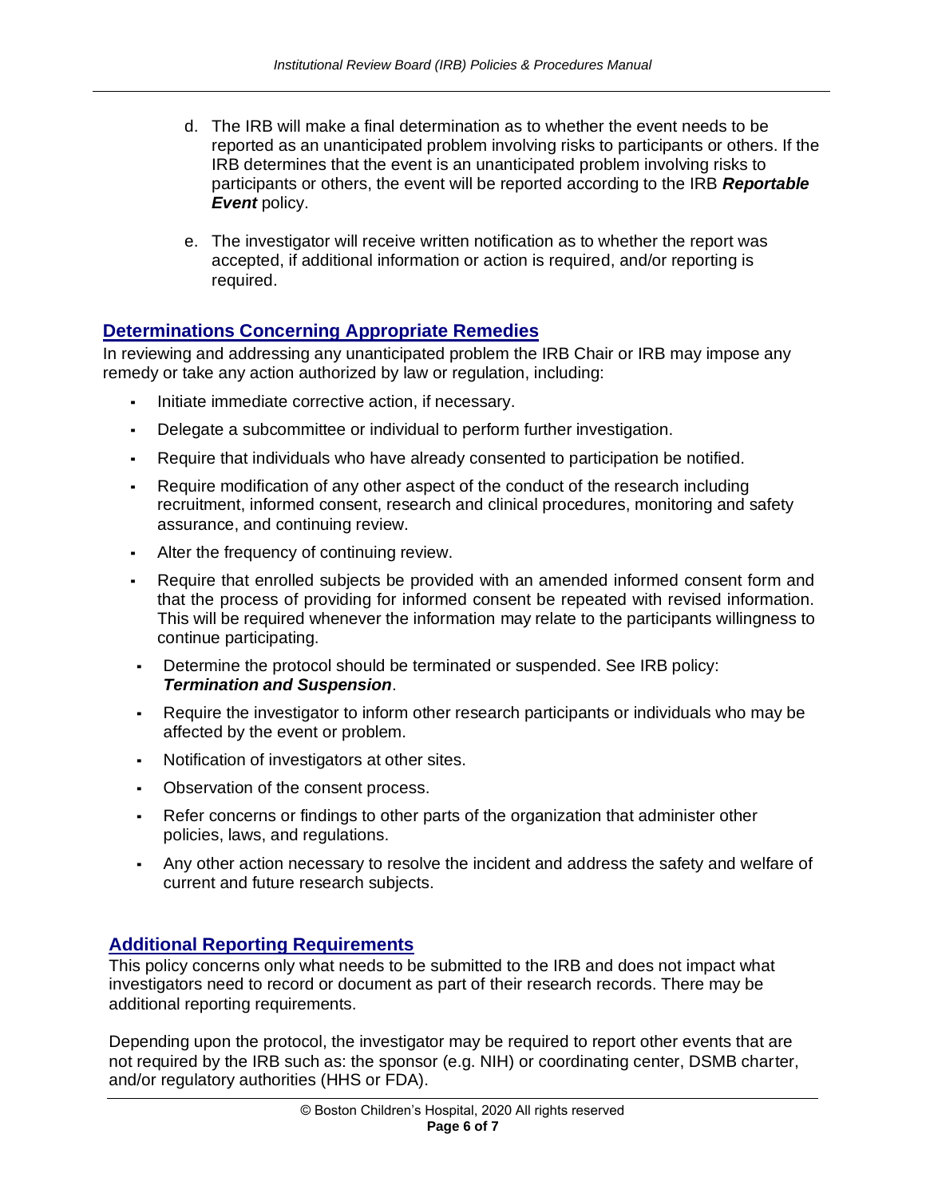d. The IRB will make a final determination as to whether the event needs to be reported as an unanticipated problem involving risks to participants or others. If the IRB determines that the event is an unanticipated problem involving risks to participants or others, the event will be reported according to the IRB ***Reportable Event*** policy.

e. The investigator will receive written notification as to whether the report was accepted, if additional information or action is required, and/or reporting is required.

## Determinations Concerning Appropriate Remedies

In reviewing and addressing any unanticipated problem the IRB Chair or IRB may impose any remedy or take any action authorized by law or regulation, including:

- Initiate immediate corrective action, if necessary.
- Delegate a subcommittee or individual to perform further investigation.
- Require that individuals who have already consented to participation be notified.
- Require modification of any other aspect of the conduct of the research including recruitment, informed consent, research and clinical procedures, monitoring and safety assurance, and continuing review.
- Alter the frequency of continuing review.
- Require that enrolled subjects be provided with an amended informed consent form and that the process of providing for informed consent be repeated with revised information. This will be required whenever the information may relate to the participants willingness to continue participating.
- Determine the protocol should be terminated or suspended. See IRB policy: ***Termination and Suspension***.
- Require the investigator to inform other research participants or individuals who may be affected by the event or problem.
- Notification of investigators at other sites.
- Observation of the consent process.
- Refer concerns or findings to other parts of the organization that administer other policies, laws, and regulations.
- Any other action necessary to resolve the incident and address the safety and welfare of current and future research subjects.

## Additional Reporting Requirements

This policy concerns only what needs to be submitted to the IRB and does not impact what investigators need to record or document as part of their research records. There may be additional reporting requirements.

Depending upon the protocol, the investigator may be required to report other events that are not required by the IRB such as: the sponsor (e.g. NIH) or coordinating center, DSMB charter, and/or regulatory authorities (HHS or FDA).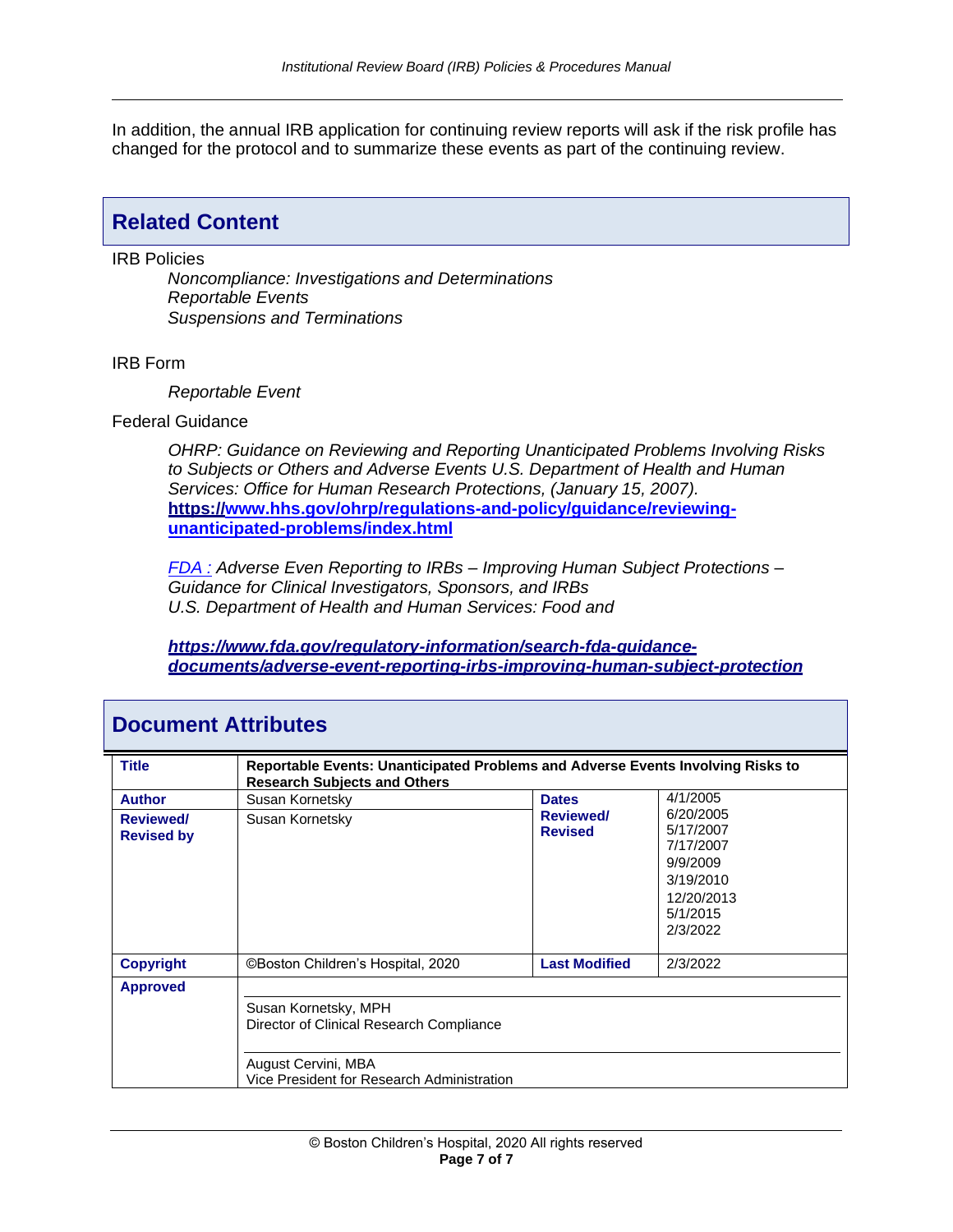In addition, the annual IRB application for continuing review reports will ask if the risk profile has changed for the protocol and to summarize these events as part of the continuing review.

## Related Content

IRB Policies

*Noncompliance: Investigations and Determinations*
*Reportable Events*
*Suspensions and Terminations*

IRB Form

*Reportable Event*

Federal Guidance

*OHRP: Guidance on Reviewing and Reporting Unanticipated Problems Involving Risks to Subjects or Others and Adverse Events U.S. Department of Health and Human Services: Office for Human Research Protections, (January 15, 2007).*
**https://www.hhs.gov/ohrp/regulations-and-policy/guidance/reviewing-unanticipated-problems/index.html**

*FDA : Adverse Even Reporting to IRBs – Improving Human Subject Protections – Guidance for Clinical Investigators, Sponsors, and IRBs*
*U.S. Department of Health and Human Services: Food and*

***https://www.fda.gov/regulatory-information/search-fda-guidance-documents/adverse-event-reporting-irbs-improving-human-subject-protection***

## Document Attributes

| | | | |
|---|---|---|---|
| **Title** | **Reportable Events: Unanticipated Problems and Adverse Events Involving Risks to Research Subjects and Others** | | |
| **Author** | Susan Kornetsky | **Dates Reviewed/ Revised** | 4/1/2005<br>6/20/2005<br>5/17/2007<br>7/17/2007<br>9/9/2009<br>3/19/2010<br>12/20/2013<br>5/1/2015<br>2/3/2022 |
| **Reviewed/ Revised by** | Susan Kornetsky | | |
| **Copyright** | ©Boston Children's Hospital, 2020 | **Last Modified** | 2/3/2022 |
| **Approved** | Susan Kornetsky, MPH<br>Director of Clinical Research Compliance<br><br>August Cervini, MBA<br>Vice President for Research Administration | | |